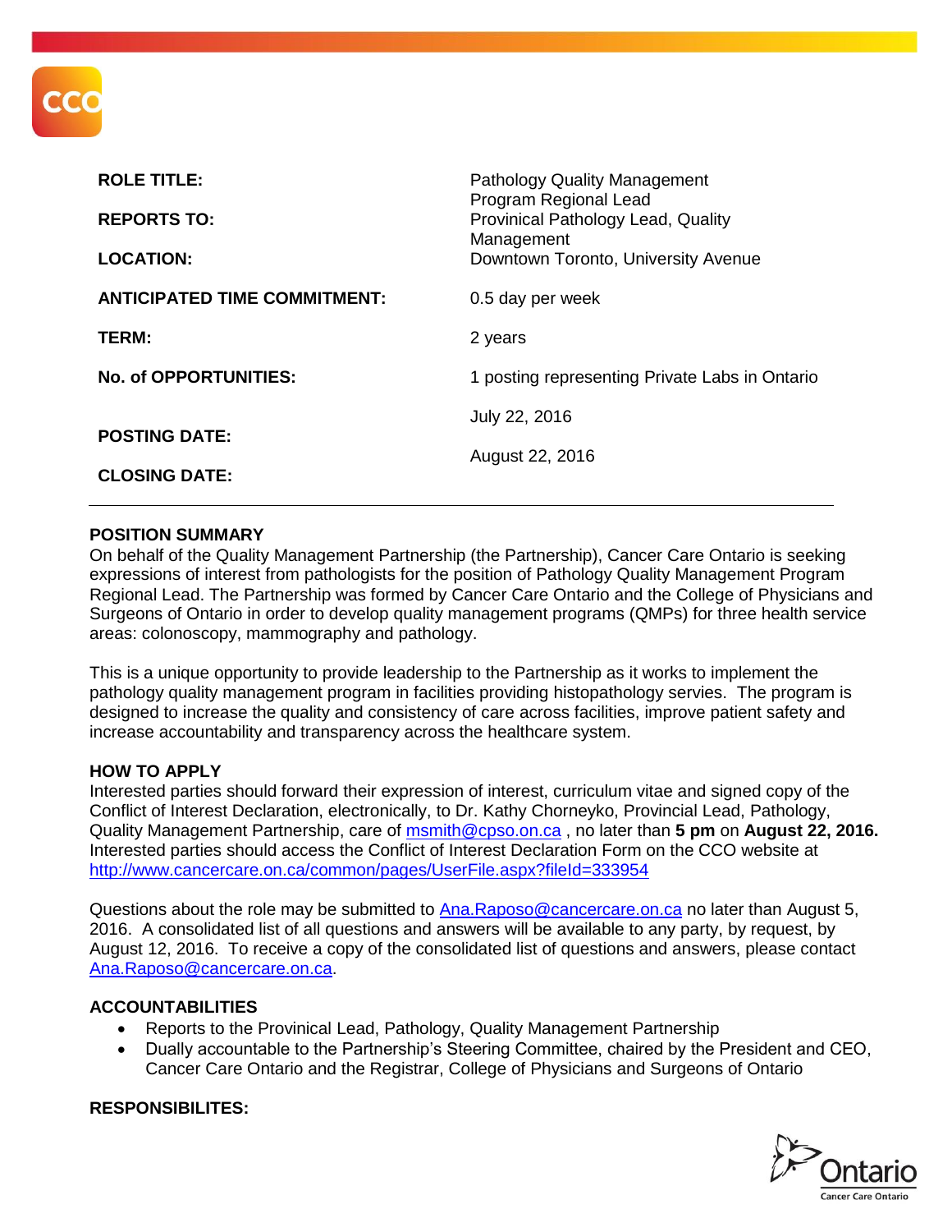| | |
|---|---|
| **ROLE TITLE:** | Pathology Quality Management Program Regional Lead |
| **REPORTS TO:** | Provincial Pathology Lead, Quality Management |
| **LOCATION:** | Downtown Toronto, University Avenue |
| **ANTICIPATED TIME COMMITMENT:** | 0.5 day per week |
| **TERM:** | 2 years |
| **No. of OPPORTUNITIES:** | 1 posting representing Private Labs in Ontario |
| **POSTING DATE:** | July 22, 2016 |
| **CLOSING DATE:** | August 22, 2016 |

---

## POSITION SUMMARY

On behalf of the Quality Management Partnership (the Partnership), Cancer Care Ontario is seeking expressions of interest from pathologists for the position of Pathology Quality Management Program Regional Lead. The Partnership was formed by Cancer Care Ontario and the College of Physicians and Surgeons of Ontario in order to develop quality management programs (QMPs) for three health service areas: colonoscopy, mammography and pathology.

This is a unique opportunity to provide leadership to the Partnership as it works to implement the pathology quality management program in facilities providing histopathology servies. The program is designed to increase the quality and consistency of care across facilities, improve patient safety and increase accountability and transparency across the healthcare system.

## HOW TO APPLY

Interested parties should forward their expression of interest, curriculum vitae and signed copy of the Conflict of Interest Declaration, electronically, to Dr. Kathy Chorneyko, Provincial Lead, Pathology, Quality Management Partnership, care of msmith@cpso.on.ca , no later than **5 pm** on **August 22, 2016.** Interested parties should access the Conflict of Interest Declaration Form on the CCO website at http://www.cancercare.on.ca/common/pages/UserFile.aspx?fileId=333954

Questions about the role may be submitted to Ana.Raposo@cancercare.on.ca no later than August 5, 2016. A consolidated list of all questions and answers will be available to any party, by request, by August 12, 2016. To receive a copy of the consolidated list of questions and answers, please contact Ana.Raposo@cancercare.on.ca.

## ACCOUNTABILITIES

- Reports to the Provincial Lead, Pathology, Quality Management Partnership
- Dually accountable to the Partnership's Steering Committee, chaired by the President and CEO, Cancer Care Ontario and the Registrar, College of Physicians and Surgeons of Ontario

## RESPONSIBILITES: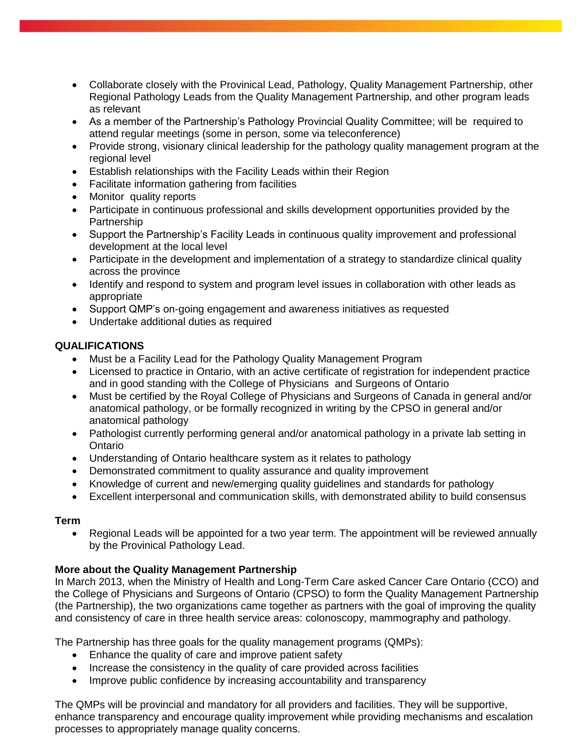- Collaborate closely with the Provincial Lead, Pathology, Quality Management Partnership, other Regional Pathology Leads from the Quality Management Partnership, and other program leads as relevant
- As a member of the Partnership's Pathology Provincial Quality Committee; will be required to attend regular meetings (some in person, some via teleconference)
- Provide strong, visionary clinical leadership for the pathology quality management program at the regional level
- Establish relationships with the Facility Leads within their Region
- Facilitate information gathering from facilities
- Monitor quality reports
- Participate in continuous professional and skills development opportunities provided by the Partnership
- Support the Partnership's Facility Leads in continuous quality improvement and professional development at the local level
- Participate in the development and implementation of a strategy to standardize clinical quality across the province
- Identify and respond to system and program level issues in collaboration with other leads as appropriate
- Support QMP's on-going engagement and awareness initiatives as requested
- Undertake additional duties as required

**QUALIFICATIONS**

- Must be a Facility Lead for the Pathology Quality Management Program
- Licensed to practice in Ontario, with an active certificate of registration for independent practice and in good standing with the College of Physicians and Surgeons of Ontario
- Must be certified by the Royal College of Physicians and Surgeons of Canada in general and/or anatomical pathology, or be formally recognized in writing by the CPSO in general and/or anatomical pathology
- Pathologist currently performing general and/or anatomical pathology in a private lab setting in Ontario
- Understanding of Ontario healthcare system as it relates to pathology
- Demonstrated commitment to quality assurance and quality improvement
- Knowledge of current and new/emerging quality guidelines and standards for pathology
- Excellent interpersonal and communication skills, with demonstrated ability to build consensus

**Term**

- Regional Leads will be appointed for a two year term. The appointment will be reviewed annually by the Provincial Pathology Lead.

**More about the Quality Management Partnership**

In March 2013, when the Ministry of Health and Long-Term Care asked Cancer Care Ontario (CCO) and the College of Physicians and Surgeons of Ontario (CPSO) to form the Quality Management Partnership (the Partnership), the two organizations came together as partners with the goal of improving the quality and consistency of care in three health service areas: colonoscopy, mammography and pathology.

The Partnership has three goals for the quality management programs (QMPs):

- Enhance the quality of care and improve patient safety
- Increase the consistency in the quality of care provided across facilities
- Improve public confidence by increasing accountability and transparency

The QMPs will be provincial and mandatory for all providers and facilities. They will be supportive, enhance transparency and encourage quality improvement while providing mechanisms and escalation processes to appropriately manage quality concerns.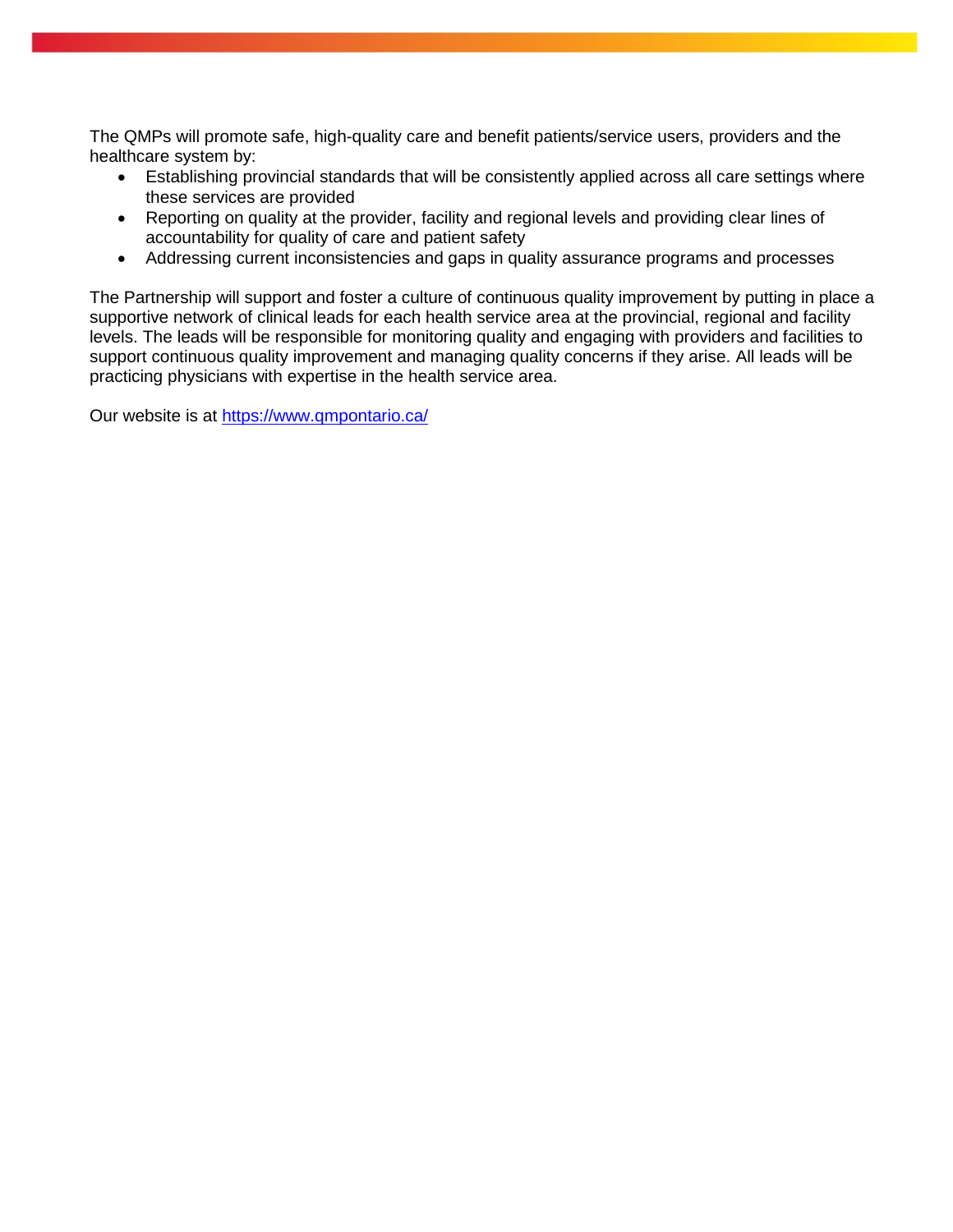The QMPs will promote safe, high-quality care and benefit patients/service users, providers and the healthcare system by:

- Establishing provincial standards that will be consistently applied across all care settings where these services are provided
- Reporting on quality at the provider, facility and regional levels and providing clear lines of accountability for quality of care and patient safety
- Addressing current inconsistencies and gaps in quality assurance programs and processes

The Partnership will support and foster a culture of continuous quality improvement by putting in place a supportive network of clinical leads for each health service area at the provincial, regional and facility levels. The leads will be responsible for monitoring quality and engaging with providers and facilities to support continuous quality improvement and managing quality concerns if they arise. All leads will be practicing physicians with expertise in the health service area.

Our website is at https://www.qmpontario.ca/